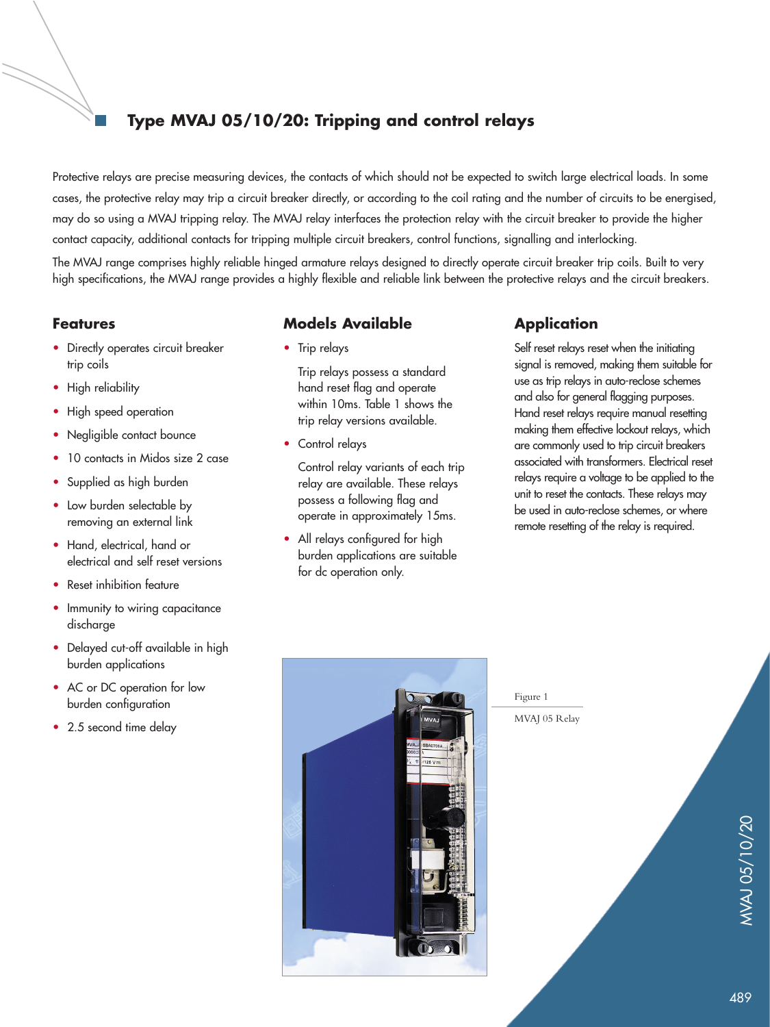# Type MVAJ 05/10/20: Tripping and control relays

Protective relays are precise measuring devices, the contacts of which should not be expected to switch large electrical loads. In some cases, the protective relay may trip a circuit breaker directly, or according to the coil rating and the number of circuits to be energised, may do so using a MVAJ tripping relay. The MVAJ relay interfaces the protection relay with the circuit breaker to provide the higher contact capacity, additional contacts for tripping multiple circuit breakers, control functions, signalling and interlocking.

The MVAJ range comprises highly reliable hinged armature relays designed to directly operate circuit breaker trip coils. Built to very high specifications, the MVAJ range provides a highly flexible and reliable link between the protective relays and the circuit breakers.

## Features

- Directly operates circuit breaker trip coils
- High reliability
- High speed operation
- Negligible contact bounce
- 10 contacts in Midos size 2 case
- Supplied as high burden
- Low burden selectable by removing an external link
- Hand, electrical, hand or electrical and self reset versions
- Reset inhibition feature
- Immunity to wiring capacitance discharge
- Delayed cut-off available in high burden applications
- AC or DC operation for low burden configuration
- 2.5 second time delay

## Models Available

- Trip relays

  Trip relays possess a standard hand reset flag and operate within 10ms. Table 1 shows the trip relay versions available.

- Control relays

  Control relay variants of each trip relay are available. These relays possess a following flag and operate in approximately 15ms.

- All relays configured for high burden applications are suitable for dc operation only.

## Application

Self reset relays reset when the initiating signal is removed, making them suitable for use as trip relays in auto-reclose schemes and also for general flagging purposes. Hand reset relays require manual resetting making them effective lockout relays, which are commonly used to trip circuit breakers associated with transformers. Electrical reset relays require a voltage to be applied to the unit to reset the contacts. These relays may be used in auto-reclose schemes, or where remote resetting of the relay is required.

Figure 1

MVAJ 05 Relay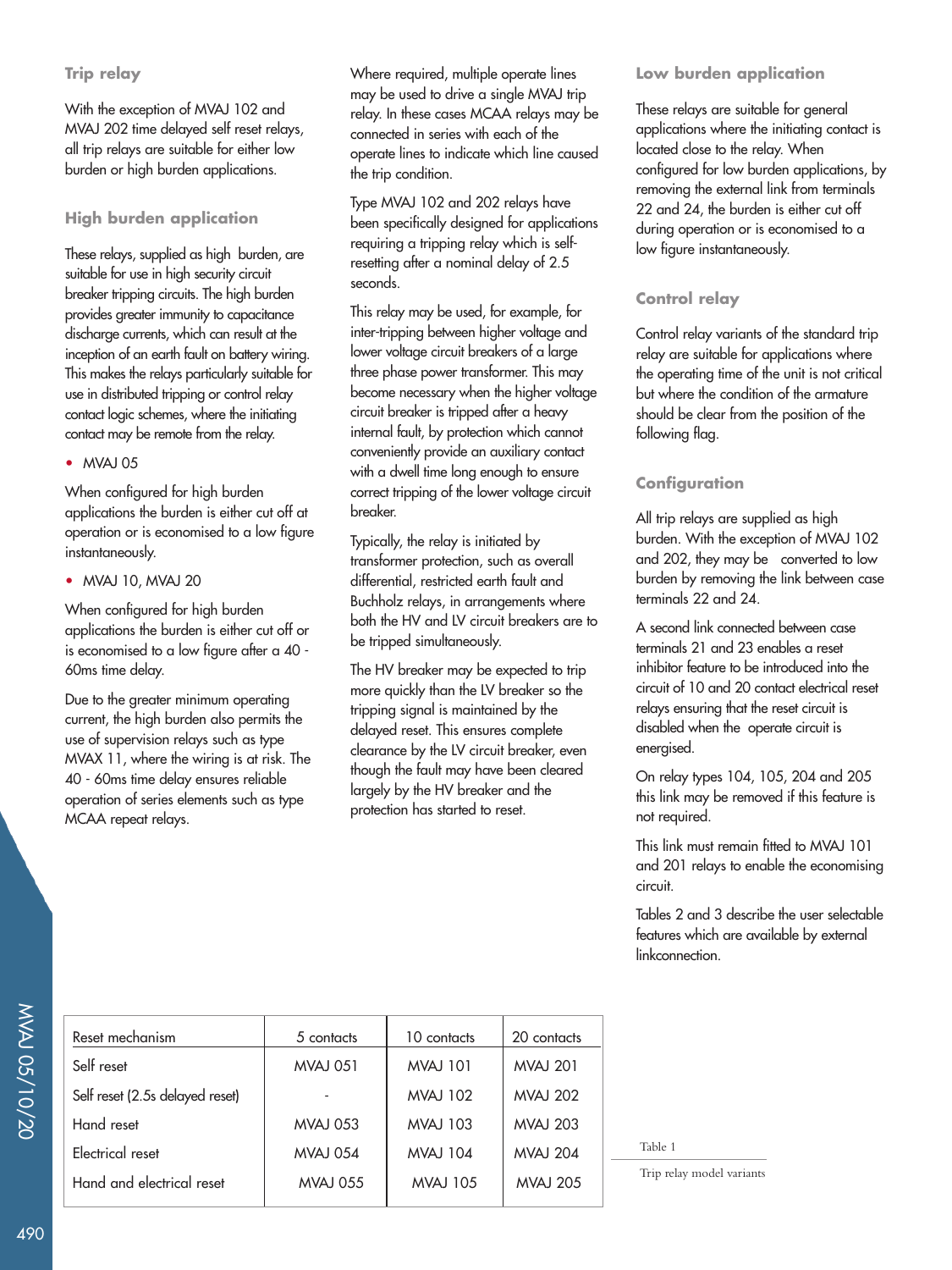## Trip relay

With the exception of MVAJ 102 and MVAJ 202 time delayed self reset relays, all trip relays are suitable for either low burden or high burden applications.

## High burden application

These relays, supplied as high burden, are suitable for use in high security circuit breaker tripping circuits. The high burden provides greater immunity to capacitance discharge currents, which can result at the inception of an earth fault on battery wiring. This makes the relays particularly suitable for use in distributed tripping or control relay contact logic schemes, where the initiating contact may be remote from the relay.

- MVAJ 05

When configured for high burden applications the burden is either cut off at operation or is economised to a low figure instantaneously.

- MVAJ 10, MVAJ 20

When configured for high burden applications the burden is either cut off or is economised to a low figure after a 40 - 60ms time delay.

Due to the greater minimum operating current, the high burden also permits the use of supervision relays such as type MVAX 11, where the wiring is at risk. The 40 - 60ms time delay ensures reliable operation of series elements such as type MCAA repeat relays.

Where required, multiple operate lines may be used to drive a single MVAJ trip relay. In these cases MCAA relays may be connected in series with each of the operate lines to indicate which line caused the trip condition.

Type MVAJ 102 and 202 relays have been specifically designed for applications requiring a tripping relay which is self-resetting after a nominal delay of 2.5 seconds.

This relay may be used, for example, for inter-tripping between higher voltage and lower voltage circuit breakers of a large three phase power transformer. This may become necessary when the higher voltage circuit breaker is tripped after a heavy internal fault, by protection which cannot conveniently provide an auxiliary contact with a dwell time long enough to ensure correct tripping of the lower voltage circuit breaker.

Typically, the relay is initiated by transformer protection, such as overall differential, restricted earth fault and Buchholz relays, in arrangements where both the HV and LV circuit breakers are to be tripped simultaneously.

The HV breaker may be expected to trip more quickly than the LV breaker so the tripping signal is maintained by the delayed reset. This ensures complete clearance by the LV circuit breaker, even though the fault may have been cleared largely by the HV breaker and the protection has started to reset.

## Low burden application

These relays are suitable for general applications where the initiating contact is located close to the relay. When configured for low burden applications, by removing the external link from terminals 22 and 24, the burden is either cut off during operation or is economised to a low figure instantaneously.

## Control relay

Control relay variants of the standard trip relay are suitable for applications where the operating time of the unit is not critical but where the condition of the armature should be clear from the position of the following flag.

## Configuration

All trip relays are supplied as high burden. With the exception of MVAJ 102 and 202, they may be converted to low burden by removing the link between case terminals 22 and 24.

A second link connected between case terminals 21 and 23 enables a reset inhibitor feature to be introduced into the circuit of 10 and 20 contact electrical reset relays ensuring that the reset circuit is disabled when the operate circuit is energised.

On relay types 104, 105, 204 and 205 this link may be removed if this feature is not required.

This link must remain fitted to MVAJ 101 and 201 relays to enable the economising circuit.

Tables 2 and 3 describe the user selectable features which are available by external linkconnection.

| Reset mechanism | 5 contacts | 10 contacts | 20 contacts |
|---|---|---|---|
| Self reset | MVAJ 051 | MVAJ 101 | MVAJ 201 |
| Self reset (2.5s delayed reset) | - | MVAJ 102 | MVAJ 202 |
| Hand reset | MVAJ 053 | MVAJ 103 | MVAJ 203 |
| Electrical reset | MVAJ 054 | MVAJ 104 | MVAJ 204 |
| Hand and electrical reset | MVAJ 055 | MVAJ 105 | MVAJ 205 |

Table 1

Trip relay model variants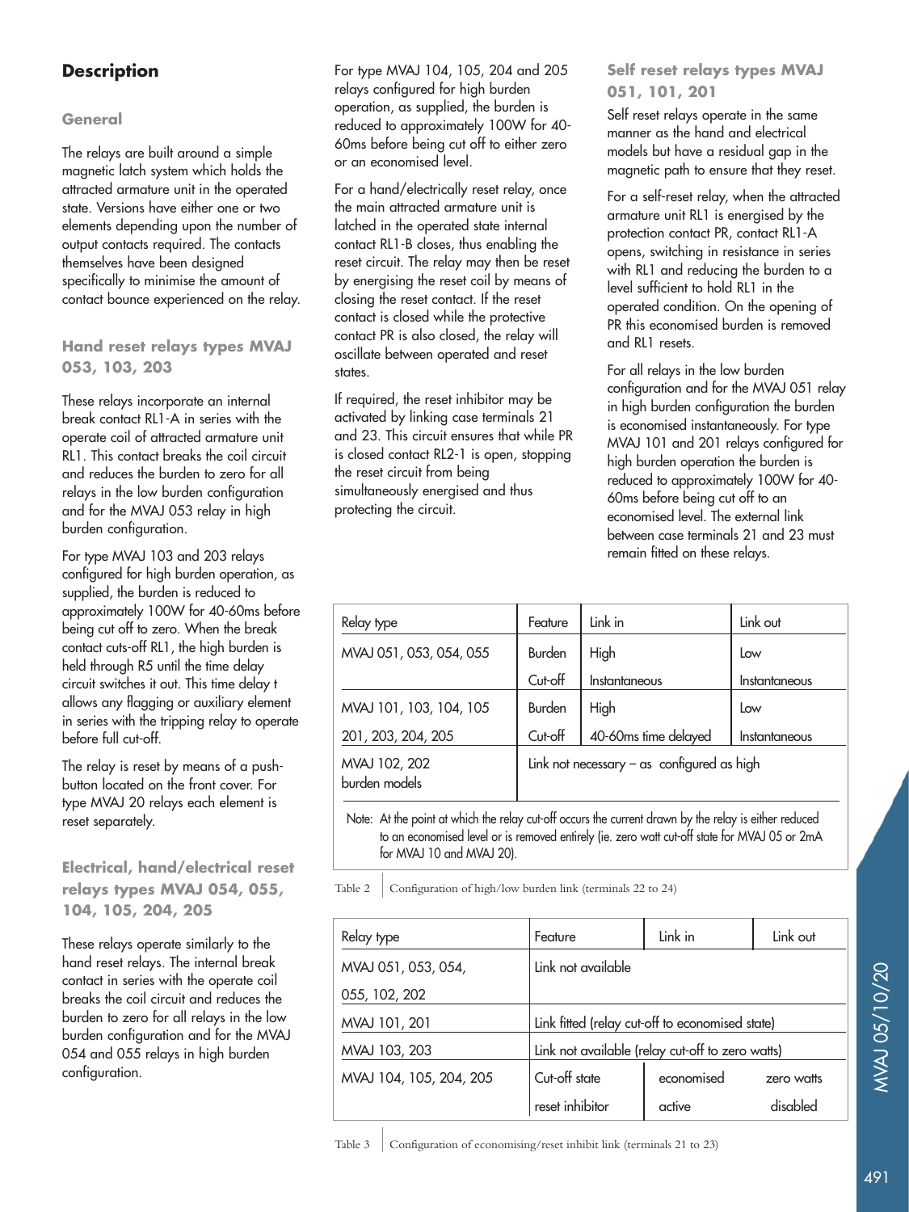## Description

### General

The relays are built around a simple magnetic latch system which holds the attracted armature unit in the operated state. Versions have either one or two elements depending upon the number of output contacts required. The contacts themselves have been designed specifically to minimise the amount of contact bounce experienced on the relay.

### Hand reset relays types MVAJ 053, 103, 203

These relays incorporate an internal break contact RL1-A in series with the operate coil of attracted armature unit RL1. This contact breaks the coil circuit and reduces the burden to zero for all relays in the low burden configuration and for the MVAJ 053 relay in high burden configuration.

For type MVAJ 103 and 203 relays configured for high burden operation, as supplied, the burden is reduced to approximately 100W for 40-60ms before being cut off to zero. When the break contact cuts-off RL1, the high burden is held through R5 until the time delay circuit switches it out. This time delay t allows any flagging or auxiliary element in series with the tripping relay to operate before full cut-off.

The relay is reset by means of a push-button located on the front cover. For type MVAJ 20 relays each element is reset separately.

### Electrical, hand/electrical reset relays types MVAJ 054, 055, 104, 105, 204, 205

These relays operate similarly to the hand reset relays. The internal break contact in series with the operate coil breaks the coil circuit and reduces the burden to zero for all relays in the low burden configuration and for the MVAJ 054 and 055 relays in high burden configuration.

For type MVAJ 104, 105, 204 and 205 relays configured for high burden operation, as supplied, the burden is reduced to approximately 100W for 40-60ms before being cut off to either zero or an economised level.

For a hand/electrically reset relay, once the main attracted armature unit is latched in the operated state internal contact RL1-B closes, thus enabling the reset circuit. The relay may then be reset by energising the reset coil by means of closing the reset contact. If the reset contact is closed while the protective contact PR is also closed, the relay will oscillate between operated and reset states.

If required, the reset inhibitor may be activated by linking case terminals 21 and 23. This circuit ensures that while PR is closed contact RL2-1 is open, stopping the reset circuit from being simultaneously energised and thus protecting the circuit.

### Self reset relays types MVAJ 051, 101, 201

Self reset relays operate in the same manner as the hand and electrical models but have a residual gap in the magnetic path to ensure that they reset.

For a self-reset relay, when the attracted armature unit RL1 is energised by the protection contact PR, contact RL1-A opens, switching in resistance in series with RL1 and reducing the burden to a level sufficient to hold RL1 in the operated condition. On the opening of PR this economised burden is removed and RL1 resets.

For all relays in the low burden configuration and for the MVAJ 051 relay in high burden configuration the burden is economised instantaneously. For type MVAJ 101 and 201 relays configured for high burden operation the burden is reduced to approximately 100W for 40-60ms before being cut off to an economised level. The external link between case terminals 21 and 23 must remain fitted on these relays.

| Relay type | Feature | Link in | Link out |
|---|---|---|---|
| MVAJ 051, 053, 054, 055 | Burden | High | Low |
| | Cut-off | Instantaneous | Instantaneous |
| MVAJ 101, 103, 104, 105 | Burden | High | Low |
| 201, 203, 204, 205 | Cut-off | 40-60ms time delayed | Instantaneous |
| MVAJ 102, 202 burden models | Link not necessary – as configured as high | | |

Note: At the point at which the relay cut-off occurs the current drawn by the relay is either reduced to an economised level or is removed entirely (ie. zero watt cut-off state for MVAJ 05 or 2mA for MVAJ 10 and MVAJ 20).

Table 2 Configuration of high/low burden link (terminals 22 to 24)

| Relay type | Feature | Link in | Link out |
|---|---|---|---|
| MVAJ 051, 053, 054, 055, 102, 202 | Link not available | | |
| MVAJ 101, 201 | Link fitted (relay cut-off to economised state) | | |
| MVAJ 103, 203 | Link not available (relay cut-off to zero watts) | | |
| MVAJ 104, 105, 204, 205 | Cut-off state | economised | zero watts |
| | reset inhibitor | active | disabled |

Table 3 Configuration of economising/reset inhibit link (terminals 21 to 23)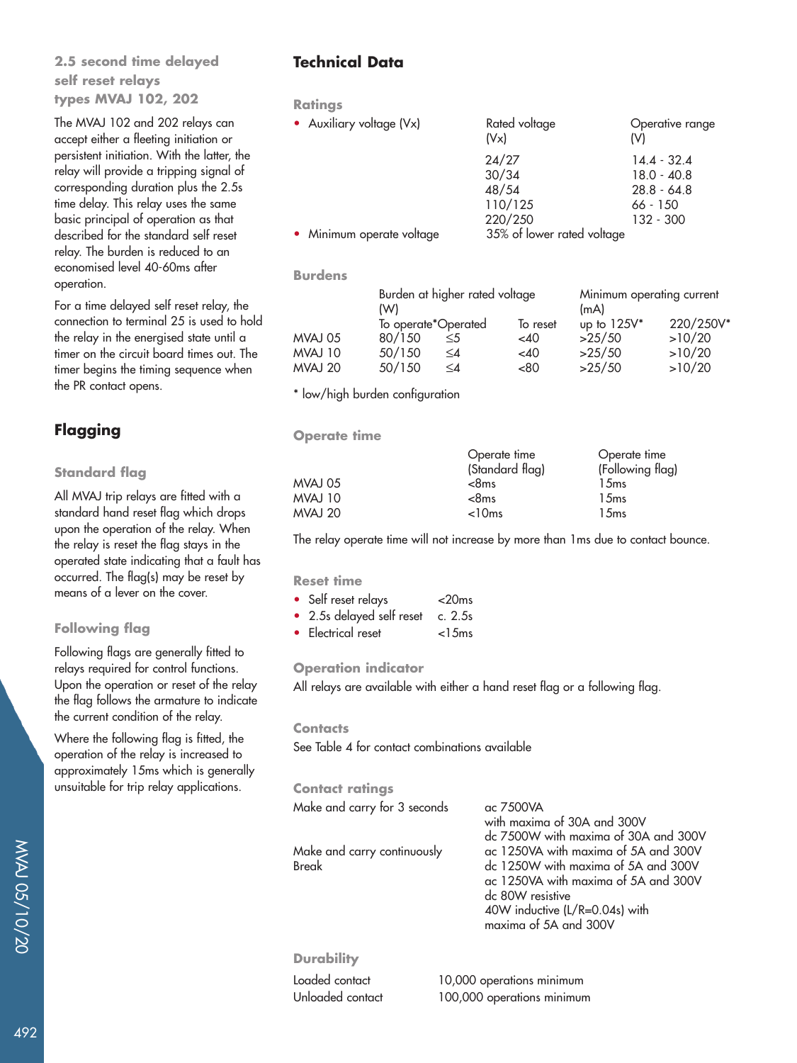### 2.5 second time delayed self reset relays types MVAJ 102, 202

The MVAJ 102 and 202 relays can accept either a fleeting initiation or persistent initiation. With the latter, the relay will provide a tripping signal of corresponding duration plus the 2.5s time delay. This relay uses the same basic principal of operation as that described for the standard self reset relay. The burden is reduced to an economised level 40-60ms after operation.

For a time delayed self reset relay, the connection to terminal 25 is used to hold the relay in the energised state until a timer on the circuit board times out. The timer begins the timing sequence when the PR contact opens.

## Flagging

### Standard flag

All MVAJ trip relays are fitted with a standard hand reset flag which drops upon the operation of the relay. When the relay is reset the flag stays in the operated state indicating that a fault has occurred. The flag(s) may be reset by means of a lever on the cover.

### Following flag

Following flags are generally fitted to relays required for control functions. Upon the operation or reset of the relay the flag follows the armature to indicate the current condition of the relay.

Where the following flag is fitted, the operation of the relay is increased to approximately 15ms which is generally unsuitable for trip relay applications.

## Technical Data

### Ratings

- Auxiliary voltage (Vx)

| Rated voltage (Vx) | Operative range (V) |
|---|---|
| 24/27 | 14.4 - 32.4 |
| 30/34 | 18.0 - 40.8 |
| 48/54 | 28.8 - 64.8 |
| 110/125 | 66 - 150 |
| 220/250 | 132 - 300 |

- Minimum operate voltage — 35% of lower rated voltage

### Burdens

| | Burden at higher rated voltage (W) | | | Minimum operating current (mA) | |
|---|---|---|---|---|---|
| | To operate* | Operated | To reset | up to 125V* | 220/250V* |
| MVAJ 05 | 80/150 | ≤5 | <40 | >25/50 | >10/20 |
| MVAJ 10 | 50/150 | ≤4 | <40 | >25/50 | >10/20 |
| MVAJ 20 | 50/150 | ≤4 | <80 | >25/50 | >10/20 |

* low/high burden configuration

### Operate time

| | Operate time (Standard flag) | Operate time (Following flag) |
|---|---|---|
| MVAJ 05 | <8ms | 15ms |
| MVAJ 10 | <8ms | 15ms |
| MVAJ 20 | <10ms | 15ms |

The relay operate time will not increase by more than 1ms due to contact bounce.

### Reset time

- Self reset relays — <20ms
- 2.5s delayed self reset — c. 2.5s
- Electrical reset — <15ms

### Operation indicator

All relays are available with either a hand reset flag or a following flag.

### Contacts

See Table 4 for contact combinations available

### Contact ratings

| | |
|---|---|
| Make and carry for 3 seconds | ac 7500VA with maxima of 30A and 300V<br>dc 7500W with maxima of 30A and 300V |
| Make and carry continuously | ac 1250VA with maxima of 5A and 300V<br>dc 1250W with maxima of 5A and 300V |
| Break | ac 1250VA with maxima of 5A and 300V<br>dc 80W resistive<br>40W inductive (L/R=0.04s) with maxima of 5A and 300V |

### Durability

| | |
|---|---|
| Loaded contact | 10,000 operations minimum |
| Unloaded contact | 100,000 operations minimum |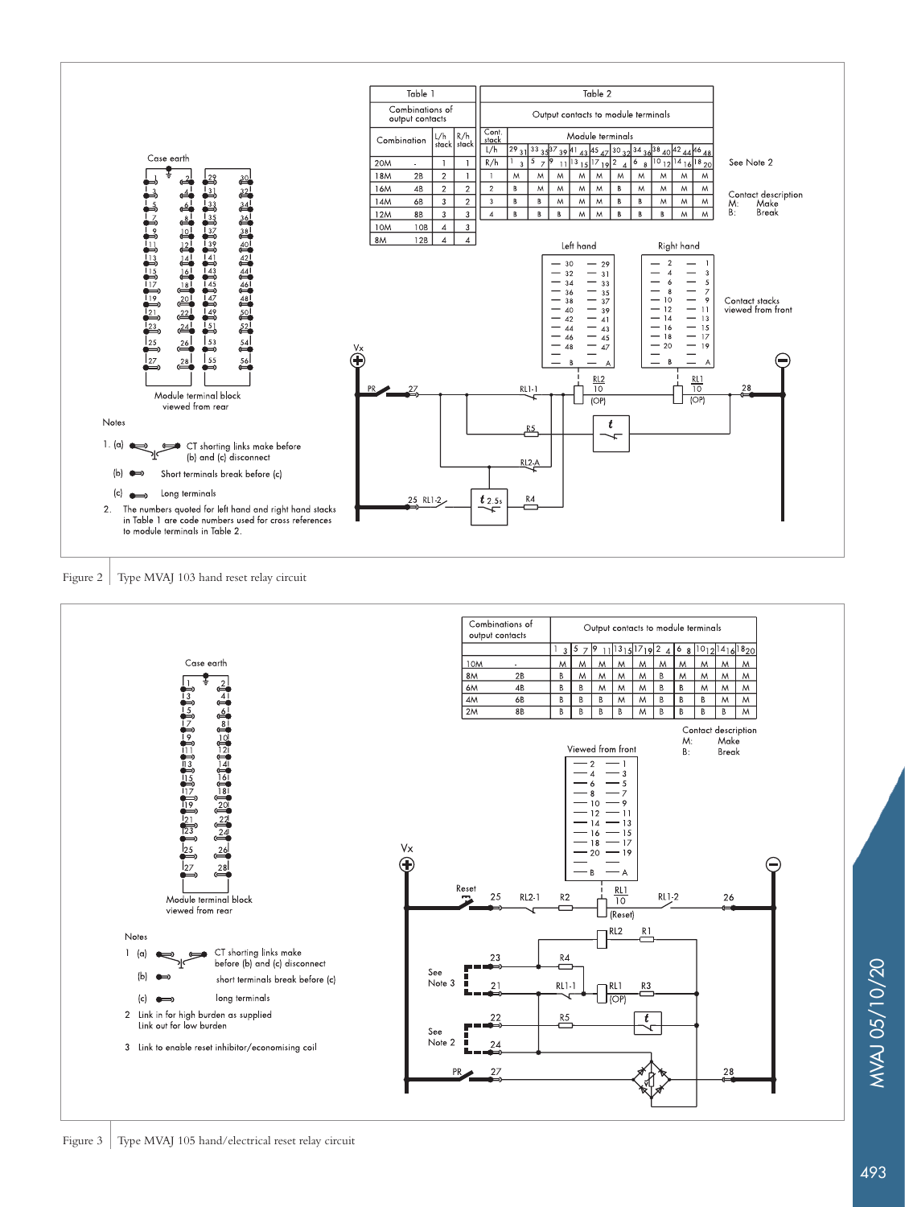Table 1

| Combination | | L/h stack | R/h stack |
|---|---|---|---|
| 20M | - | 1 | 1 |
| 18M | 2B | 2 | 1 |
| 16M | 4B | 2 | 2 |
| 14M | 6B | 3 | 2 |
| 12M | 8B | 3 | 3 |
| 10M | 10B | 4 | 3 |
| 8M | 12B | 4 | 4 |

Table 2

Output contacts to module terminals

| Cont. stack L/h | 29 31 | 33 35 | 37 39 | 41 43 | 45 47 | 30 32 | 34 36 | 38 40 | 42 44 | 46 48 |
|---|---|---|---|---|---|---|---|---|---|---|
| R/h | 1 3 | 5 7 | 9 11 | 13 15 | 17 19 | 2 4 | 6 8 | 10 12 | 14 16 | 18 20 |
| 1 | M | M | M | M | M | M | M | M | M | M |
| 2 | B | M | M | M | M | B | M | M | M | M |
| 3 | B | B | M | M | M | B | B | M | M | M |
| 4 | B | B | B | M | M | B | B | B | M | M |

See Note 2

Contact description
M: Make
B: Break

Contact stacks viewed from front

Notes

1. (a) CT shorting links make before (b) and (c) disconnect
   (b) Short terminals break before (c)
   (c) Long terminals
2. The numbers quoted for left hand and right hand stacks in Table 1 are code numbers used for cross references to module terminals in Table 2.

Figure 2 Type MVAJ 103 hand reset relay circuit

Combinations of output contacts / Output contacts to module terminals

| Combinations of output contacts | | 1 3 | 5 7 | 9 11 | 13 15 | 17 19 | 2 4 | 6 8 | 10 12 | 14 16 | 18 20 |
|---|---|---|---|---|---|---|---|---|---|---|---|
| 10M | - | M | M | M | M | M | M | M | M | M | M |
| 8M | 2B | B | M | M | M | M | B | M | M | M | M |
| 6M | 4B | B | B | M | M | M | B | B | M | M | M |
| 4M | 6B | B | B | B | M | M | B | B | B | M | M |
| 2M | 8B | B | B | B | B | M | B | B | B | B | M |

Contact description
M: Make
B: Break

Notes

1. (a) CT shorting links make before (b) and (c) disconnect
   (b) short terminals break before (c)
   (c) long terminals
2. Link in for high burden as supplied
   Link out for low burden
3. Link to enable reset inhibitor/economising coil

Figure 3 Type MVAJ 105 hand/electrical reset relay circuit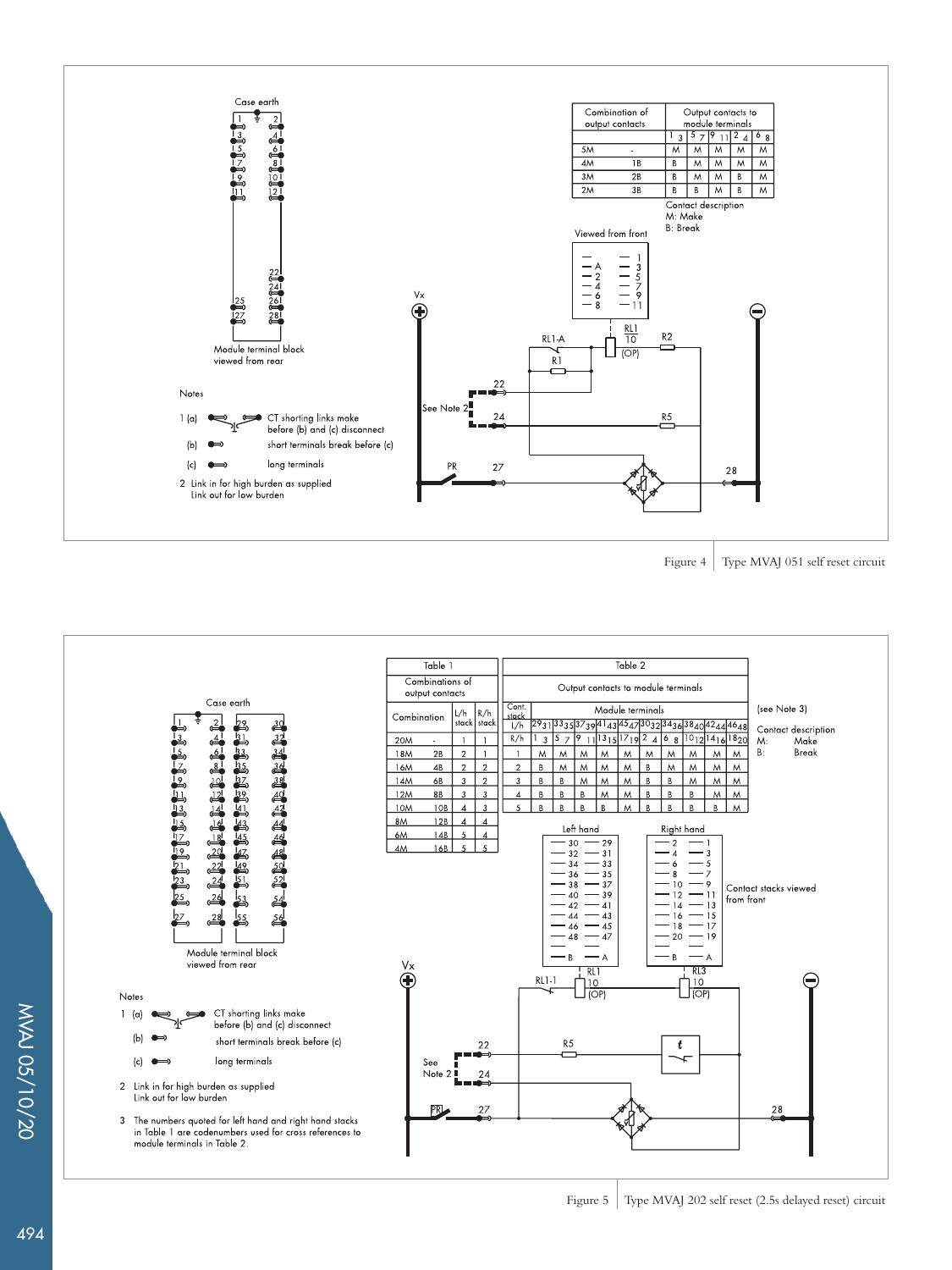| Combination of output contacts | | Output contacts to module terminals | | | | |
|---|---|---|---|---|---|---|
| | | 1 3 | 5 7 | 9 11 | 2 4 | 6 8 |
| 5M | - | M | M | M | M | M |
| 4M | 1B | B | M | M | M | M |
| 3M | 2B | B | M | M | B | M |
| 2M | 3B | B | B | M | B | M |

Contact description
M: Make
B: Break

Notes

1 (a) CT shorting links make before (b) and (c) disconnect
(b) short terminals break before (c)
(c) long terminals

2 Link in for high burden as supplied
Link out for low burden

Figure 4 Type MVAJ 051 self reset circuit

**Table 1**

| Combinations of output contacts | | | |
|---|---|---|---|
| Combination | | L/h stack | R/h stack |
| 20M | - | 1 | 1 |
| 18M | 2B | 2 | 1 |
| 16M | 4B | 2 | 2 |
| 14M | 6B | 3 | 2 |
| 12M | 8B | 3 | 3 |
| 10M | 10B | 4 | 3 |
| 8M | 12B | 4 | 4 |
| 6M | 14B | 5 | 4 |
| 4M | 16B | 5 | 5 |

**Table 2**

| Cont. stack | Module terminals | | | | | | | | | | |
|---|---|---|---|---|---|---|---|---|---|---|---|
| L/h | 29 31 | 33 35 | 37 39 | 41 43 | 45 47 | 30 32 | 34 36 | 38 40 | 42 44 | 46 48 |
| R/h | 1 3 | 5 7 | 9 11 | 13 15 | 17 19 | 2 4 | 6 8 | 10 12 | 14 16 | 18 20 |
| 1 | M | M | M | M | M | M | M | M | M | M |
| 2 | B | M | M | M | M | B | M | M | M | M |
| 3 | B | B | M | M | M | B | B | M | M | M |
| 4 | B | B | B | M | M | B | B | B | M | M |
| 5 | B | B | B | B | M | B | B | B | B | M |

(see Note 3)

Contact description
M: Make
B: Break

Notes

1 (a) CT shorting links make before (b) and (c) disconnect
(b) short terminals break before (c)
(c) long terminals

2 Link in for high burden as supplied
Link out for low burden

3 The numbers quoted for left hand and right hand stacks in Table 1 are codenumbers used for cross references to module terminals in Table 2.

Figure 5 Type MVAJ 202 self reset (2.5s delayed reset) circuit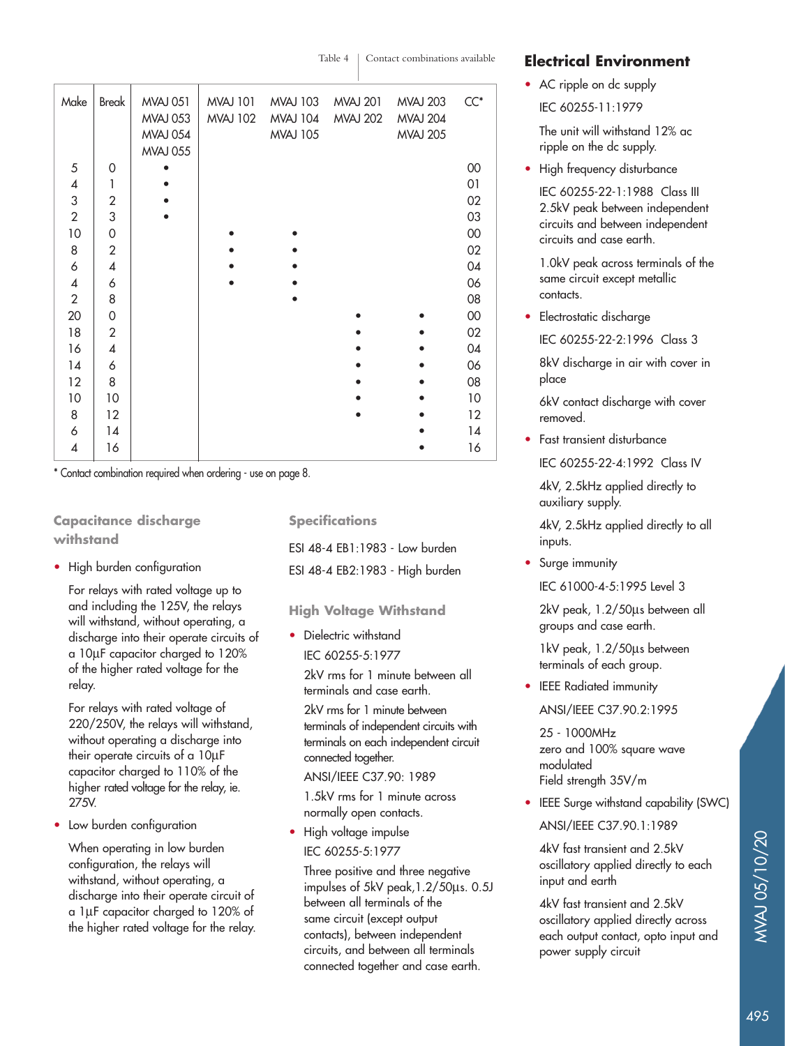Table 4 | Contact combinations available

| Make | Break | MVAJ 051 MVAJ 053 MVAJ 054 MVAJ 055 | MVAJ 101 MVAJ 102 | MVAJ 103 MVAJ 104 MVAJ 105 | MVAJ 201 MVAJ 202 | MVAJ 203 MVAJ 204 MVAJ 205 | CC* |
|---|---|---|---|---|---|---|---|
| 5 | 0 | • | | | | | 00 |
| 4 | 1 | • | | | | | 01 |
| 3 | 2 | • | | | | | 02 |
| 2 | 3 | • | | | | | 03 |
| 10 | 0 | | • | • | | | 00 |
| 8 | 2 | | • | • | | | 02 |
| 6 | 4 | | • | • | | | 04 |
| 4 | 6 | | • | • | | | 06 |
| 2 | 8 | | | • | | | 08 |
| 20 | 0 | | | | • | • | 00 |
| 18 | 2 | | | | • | • | 02 |
| 16 | 4 | | | | • | • | 04 |
| 14 | 6 | | | | • | • | 06 |
| 12 | 8 | | | | • | • | 08 |
| 10 | 10 | | | | • | • | 10 |
| 8 | 12 | | | | • | • | 12 |
| 6 | 14 | | | | | • | 14 |
| 4 | 16 | | | | | • | 16 |

* Contact combination required when ordering - use on page 8.

## Capacitance discharge withstand

- High burden configuration

  For relays with rated voltage up to and including the 125V, the relays will withstand, without operating, a discharge into their operate circuits of a 10µF capacitor charged to 120% of the higher rated voltage for the relay.

  For relays with rated voltage of 220/250V, the relays will withstand, without operating a discharge into their operate circuits of a 10µF capacitor charged to 110% of the higher rated voltage for the relay, ie. 275V.

- Low burden configuration

  When operating in low burden configuration, the relays will withstand, without operating, a discharge into their operate circuit of a 1µF capacitor charged to 120% of the higher rated voltage for the relay.

## Specifications

ESI 48-4 EB1:1983 - Low burden

ESI 48-4 EB2:1983 - High burden

## High Voltage Withstand

- Dielectric withstand

  IEC 60255-5:1977

  2kV rms for 1 minute between all terminals and case earth.

  2kV rms for 1 minute between terminals of independent circuits with terminals on each independent circuit connected together.

  ANSI/IEEE C37.90: 1989

  1.5kV rms for 1 minute across normally open contacts.

- High voltage impulse

  IEC 60255-5:1977

  Three positive and three negative impulses of 5kV peak,1.2/50µs. 0.5J between all terminals of the same circuit (except output contacts), between independent circuits, and between all terminals connected together and case earth.

## Electrical Environment

- AC ripple on dc supply

  IEC 60255-11:1979

  The unit will withstand 12% ac ripple on the dc supply.

- High frequency disturbance

  IEC 60255-22-1:1988 Class III

  2.5kV peak between independent circuits and between independent circuits and case earth.

  1.0kV peak across terminals of the same circuit except metallic contacts.

- Electrostatic discharge

  IEC 60255-22-2:1996 Class 3

  8kV discharge in air with cover in place

  6kV contact discharge with cover removed.

- Fast transient disturbance

  IEC 60255-22-4:1992 Class IV

  4kV, 2.5kHz applied directly to auxiliary supply.

  4kV, 2.5kHz applied directly to all inputs.

- Surge immunity

  IEC 61000-4-5:1995 Level 3

  2kV peak, 1.2/50µs between all groups and case earth.

  1kV peak, 1.2/50µs between terminals of each group.

- IEEE Radiated immunity

  ANSI/IEEE C37.90.2:1995

  25 - 1000MHz
  zero and 100% square wave modulated
  Field strength 35V/m

- IEEE Surge withstand capability (SWC)

  ANSI/IEEE C37.90.1:1989

  4kV fast transient and 2.5kV oscillatory applied directly to each input and earth

  4kV fast transient and 2.5kV oscillatory applied directly across each output contact, opto input and power supply circuit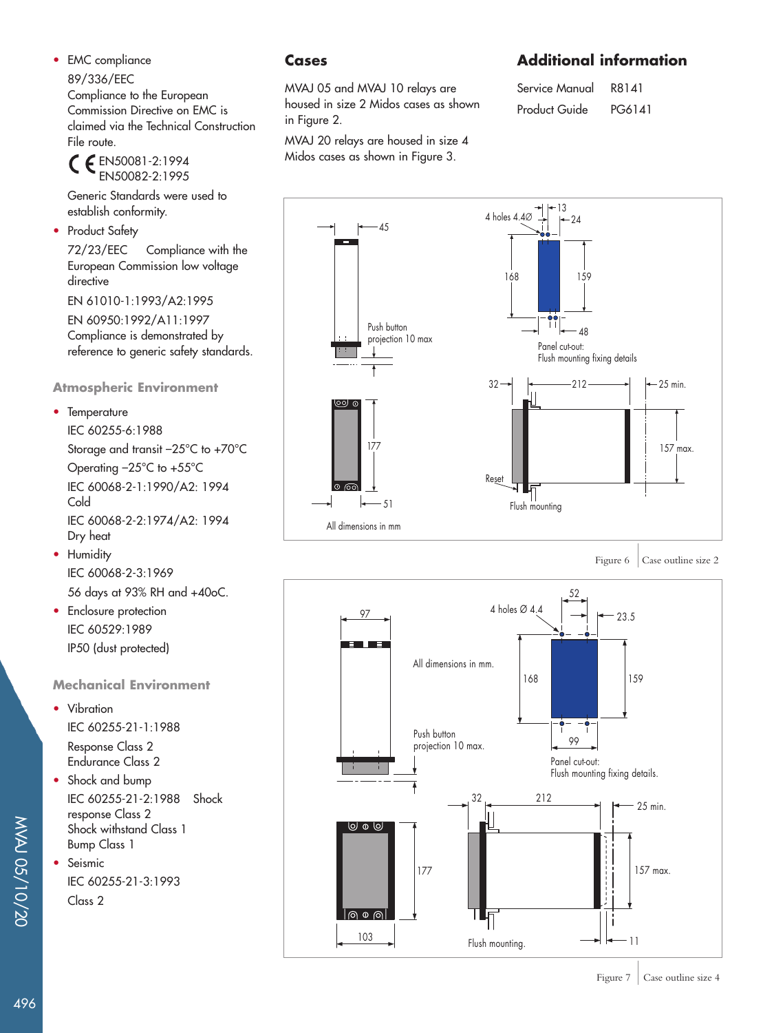- EMC compliance

  89/336/EEC

  Compliance to the European Commission Directive on EMC is claimed via the Technical Construction File route.

  CE EN50081-2:1994
  EN50082-2:1995

  Generic Standards were used to establish conformity.

- Product Safety

  72/23/EEC Compliance with the European Commission low voltage directive

  EN 61010-1:1993/A2:1995

  EN 60950:1992/A11:1997

  Compliance is demonstrated by reference to generic safety standards.

### Atmospheric Environment

- Temperature

  IEC 60255-6:1988

  Storage and transit –25°C to +70°C

  Operating –25°C to +55°C

  IEC 60068-2-1:1990/A2: 1994
  Cold

  IEC 60068-2-2:1974/A2: 1994
  Dry heat

- Humidity

  IEC 60068-2-3:1969

  56 days at 93% RH and +40oC.

- Enclosure protection

  IEC 60529:1989

  IP50 (dust protected)

### Mechanical Environment

- Vibration

  IEC 60255-21-1:1988

  Response Class 2
  Endurance Class 2

- Shock and bump

  IEC 60255-21-2:1988 Shock response Class 2
  Shock withstand Class 1
  Bump Class 1

- Seismic

  IEC 60255-21-3:1993

  Class 2

## Cases

MVAJ 05 and MVAJ 10 relays are housed in size 2 Midos cases as shown in Figure 2.

MVAJ 20 relays are housed in size 4 Midos cases as shown in Figure 3.

## Additional information

| | |
|---|---|
| Service Manual | R8141 |
| Product Guide | PG6141 |

45 · 4 holes 4.4Ø · 13 · 24 · 168 · 159 · 48 · Push button projection 10 max · Panel cut-out: Flush mounting fixing details · 32 · 212 · 25 min. · 177 · 157 max. · Reset · 51 · Flush mounting · All dimensions in mm

Figure 6 Case outline size 2

97 · 52 · 4 holes Ø 4.4 · 23.5 · All dimensions in mm. · 168 · 159 · Push button projection 10 max. · 99 · Panel cut-out: Flush mounting fixing details. · 32 · 212 · 25 min. · 177 · 157 max. · 103 · Flush mounting. · 11

Figure 7 Case outline size 4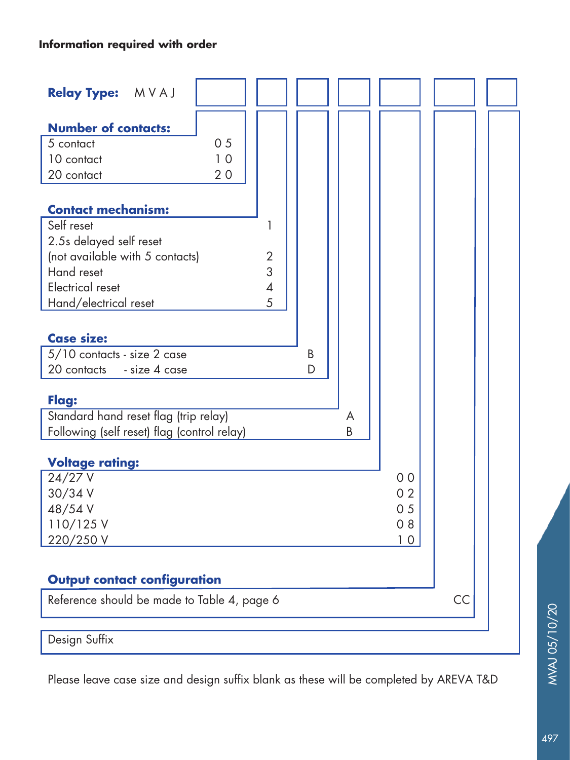**Information required with order**

**Relay Type:** M V A J

**Number of contacts:**

| | |
|---|---|
| 5 contact | 0 5 |
| 10 contact | 1 0 |
| 20 contact | 2 0 |

**Contact mechanism:**

| | |
|---|---|
| Self reset | 1 |
| 2.5s delayed self reset (not available with 5 contacts) | 2 |
| Hand reset | 3 |
| Electrical reset | 4 |
| Hand/electrical reset | 5 |

**Case size:**

| | |
|---|---|
| 5/10 contacts - size 2 case | B |
| 20 contacts - size 4 case | D |

**Flag:**

| | |
|---|---|
| Standard hand reset flag (trip relay) | A |
| Following (self reset) flag (control relay) | B |

**Voltage rating:**

| | |
|---|---|
| 24/27 V | 0 0 |
| 30/34 V | 0 2 |
| 48/54 V | 0 5 |
| 110/125 V | 0 8 |
| 220/250 V | 1 0 |

**Output contact configuration**

Reference should be made to Table 4, page 6 — CC

Design Suffix

Please leave case size and design suffix blank as these will be completed by AREVA T&D